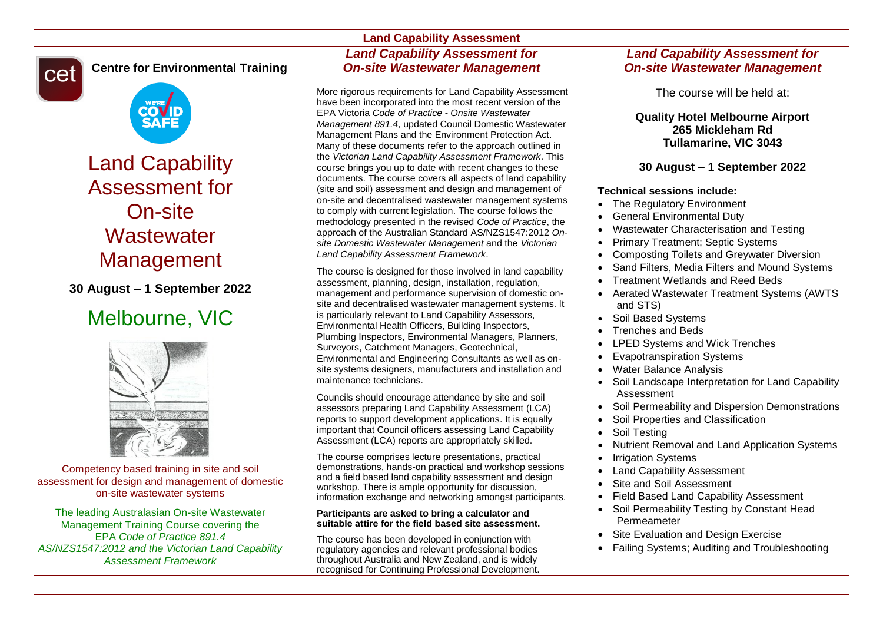**Centre for Environmental Training**

# Land Capability Assessment for On-site Wastewater Management

**30 August – 1 September 2022**

## Melbourne, VIC

Competency based training in site and soil assessment for design and management of domestic on-site wastewater systems

The leading Australasian On-site Wastewater Management Training Course covering the EPA *Code of Practice 891.4 AS/NZS1547:2012 and the Victorian Land Capability Assessment Framework*

---

**Land Capability Assessment**

## *Land Capability Assessment for On-site Wastewater Management*

More rigorous requirements for Land Capability Assessment have been incorporated into the most recent version of the EPA Victoria *Code of Practice - Onsite Wastewater Management 891.4*, updated Council Domestic Wastewater Management Plans and the Environment Protection Act. Many of these documents refer to the approach outlined in the *Victorian Land Capability Assessment Framework*. This course brings you up to date with recent changes to these documents. The course covers all aspects of land capability (site and soil) assessment and design and management of on-site and decentralised wastewater management systems to comply with current legislation. The course follows the methodology presented in the revised *Code of Practice*, the approach of the Australian Standard AS/NZS1547:2012 *On-site Domestic Wastewater Management* and the *Victorian Land Capability Assessment Framework*.

The course is designed for those involved in land capability assessment, planning, design, installation, regulation, management and performance supervision of domestic on-site and decentralised wastewater management systems. It is particularly relevant to Land Capability Assessors, Environmental Health Officers, Building Inspectors, Plumbing Inspectors, Environmental Managers, Planners, Surveyors, Catchment Managers, Geotechnical, Environmental and Engineering Consultants as well as on-site systems designers, manufacturers and installation and maintenance technicians.

Councils should encourage attendance by site and soil assessors preparing Land Capability Assessment (LCA) reports to support development applications. It is equally important that Council officers assessing Land Capability Assessment (LCA) reports are appropriately skilled.

The course comprises lecture presentations, practical demonstrations, hands-on practical and workshop sessions and a field based land capability assessment and design workshop. There is ample opportunity for discussion, information exchange and networking amongst participants.

**Participants are asked to bring a calculator and suitable attire for the field based site assessment.**

The course has been developed in conjunction with regulatory agencies and relevant professional bodies throughout Australia and New Zealand, and is widely recognised for Continuing Professional Development.

## *Land Capability Assessment for On-site Wastewater Management*

The course will be held at:

**Quality Hotel Melbourne Airport**
**265 Mickleham Rd**
**Tullamarine, VIC 3043**

**30 August – 1 September 2022**

**Technical sessions include:**

- The Regulatory Environment
- General Environmental Duty
- Wastewater Characterisation and Testing
- Primary Treatment; Septic Systems
- Composting Toilets and Greywater Diversion
- Sand Filters, Media Filters and Mound Systems
- Treatment Wetlands and Reed Beds
- Aerated Wastewater Treatment Systems (AWTS and STS)
- Soil Based Systems
- Trenches and Beds
- LPED Systems and Wick Trenches
- Evapotranspiration Systems
- Water Balance Analysis
- Soil Landscape Interpretation for Land Capability Assessment
- Soil Permeability and Dispersion Demonstrations
- Soil Properties and Classification
- Soil Testing
- Nutrient Removal and Land Application Systems
- Irrigation Systems
- Land Capability Assessment
- Site and Soil Assessment
- Field Based Land Capability Assessment
- Soil Permeability Testing by Constant Head Permeameter
- Site Evaluation and Design Exercise
- Failing Systems; Auditing and Troubleshooting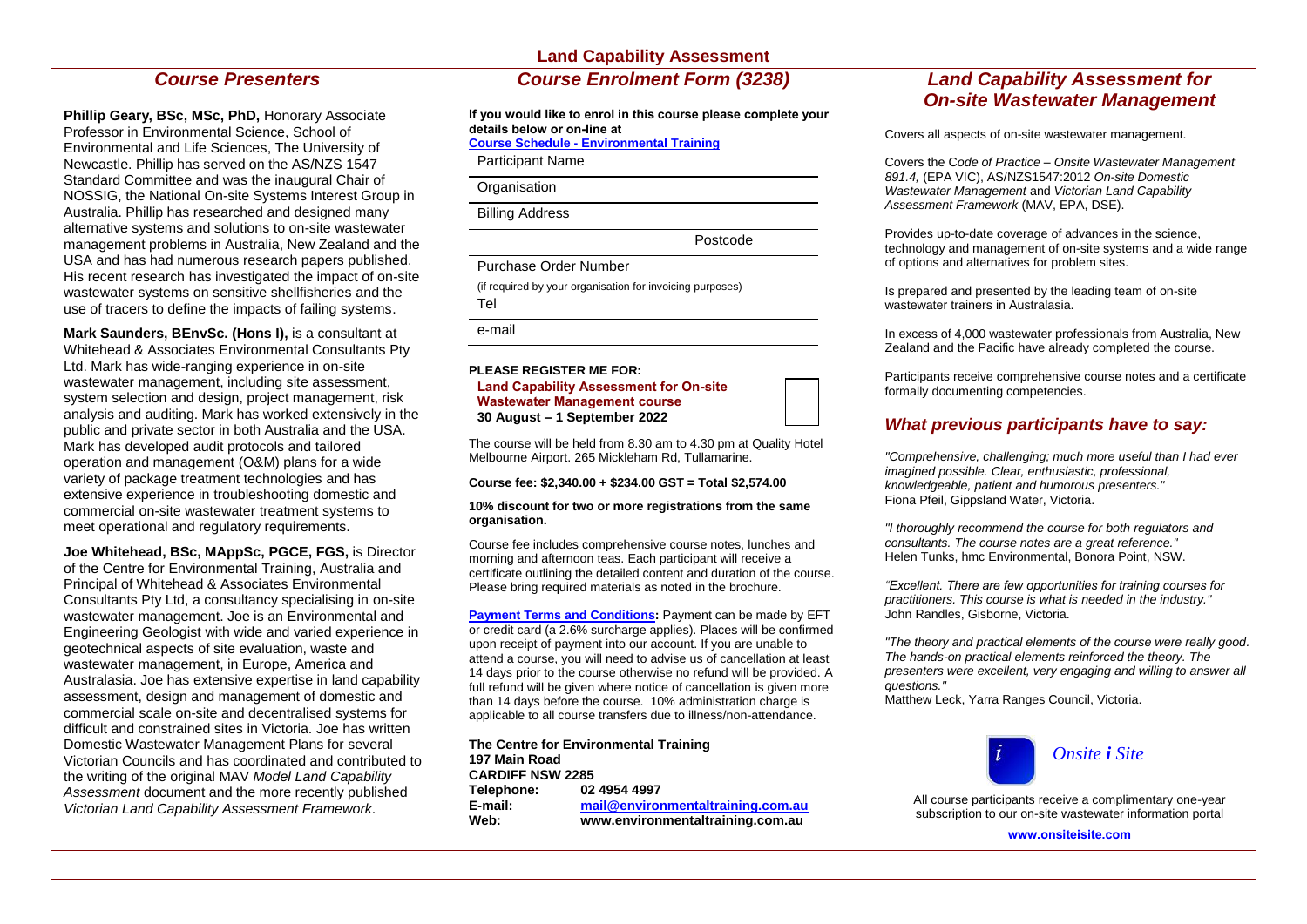## *Course Presenters*

**Phillip Geary, BSc, MSc, PhD,** Honorary Associate Professor in Environmental Science, School of Environmental and Life Sciences, The University of Newcastle. Phillip has served on the AS/NZS 1547 Standard Committee and was the inaugural Chair of NOSSIG, the National On-site Systems Interest Group in Australia. Phillip has researched and designed many alternative systems and solutions to on-site wastewater management problems in Australia, New Zealand and the USA and has had numerous research papers published. His recent research has investigated the impact of on-site wastewater systems on sensitive shellfisheries and the use of tracers to define the impacts of failing systems.

**Mark Saunders, BEnvSc. (Hons I),** is a consultant at Whitehead & Associates Environmental Consultants Pty Ltd. Mark has wide-ranging experience in on-site wastewater management, including site assessment, system selection and design, project management, risk analysis and auditing. Mark has worked extensively in the public and private sector in both Australia and the USA. Mark has developed audit protocols and tailored operation and management (O&M) plans for a wide variety of package treatment technologies and has extensive experience in troubleshooting domestic and commercial on-site wastewater treatment systems to meet operational and regulatory requirements.

**Joe Whitehead, BSc, MAppSc, PGCE, FGS,** is Director of the Centre for Environmental Training, Australia and Principal of Whitehead & Associates Environmental Consultants Pty Ltd, a consultancy specialising in on-site wastewater management. Joe is an Environmental and Engineering Geologist with wide and varied experience in geotechnical aspects of site evaluation, waste and wastewater management, in Europe, America and Australasia. Joe has extensive expertise in land capability assessment, design and management of domestic and commercial scale on-site and decentralised systems for difficult and constrained sites in Victoria. Joe has written Domestic Wastewater Management Plans for several Victorian Councils and has coordinated and contributed to the writing of the original MAV *Model Land Capability Assessment* document and the more recently published *Victorian Land Capability Assessment Framework*.

## Land Capability Assessment
## *Course Enrolment Form (3238)*

**If you would like to enrol in this course please complete your details below or on-line at**
[Course Schedule - Environmental Training]

Participant Name

Organisation

Billing Address

Postcode

Purchase Order Number

(if required by your organisation for invoicing purposes)

Tel

e-mail

**PLEASE REGISTER ME FOR:**

**Land Capability Assessment for On-site Wastewater Management course**
**30 August – 1 September 2022** ☐

The course will be held from 8.30 am to 4.30 pm at Quality Hotel Melbourne Airport. 265 Mickleham Rd, Tullamarine.

**Course fee: $2,340.00 + $234.00 GST = Total $2,574.00**

**10% discount for two or more registrations from the same organisation.**

Course fee includes comprehensive course notes, lunches and morning and afternoon teas. Each participant will receive a certificate outlining the detailed content and duration of the course. Please bring required materials as noted in the brochure.

**Payment Terms and Conditions:** Payment can be made by EFT or credit card (a 2.6% surcharge applies). Places will be confirmed upon receipt of payment into our account. If you are unable to attend a course, you will need to advise us of cancellation at least 14 days prior to the course otherwise no refund will be provided. A full refund will be given where notice of cancellation is given more than 14 days before the course. 10% administration charge is applicable to all course transfers due to illness/non-attendance.

**The Centre for Environmental Training**
**197 Main Road**
**CARDIFF NSW 2285**
**Telephone:** 02 4954 4997
**E-mail:** mail@environmentaltraining.com.au
**Web:** www.environmentaltraining.com.au

## *Land Capability Assessment for On-site Wastewater Management*

Covers all aspects of on-site wastewater management.

Covers the *Code of Practice – Onsite Wastewater Management 891.4,* (EPA VIC), AS/NZS1547:2012 *On-site Domestic Wastewater Management* and *Victorian Land Capability Assessment Framework* (MAV, EPA, DSE).

Provides up-to-date coverage of advances in the science, technology and management of on-site systems and a wide range of options and alternatives for problem sites.

Is prepared and presented by the leading team of on-site wastewater trainers in Australasia.

In excess of 4,000 wastewater professionals from Australia, New Zealand and the Pacific have already completed the course.

Participants receive comprehensive course notes and a certificate formally documenting competencies.

## *What previous participants have to say:*

*"Comprehensive, challenging; much more useful than I had ever imagined possible. Clear, enthusiastic, professional, knowledgeable, patient and humorous presenters."*
Fiona Pfeil, Gippsland Water, Victoria.

*"I thoroughly recommend the course for both regulators and consultants. The course notes are a great reference."*
Helen Tunks, hmc Environmental, Bonora Point, NSW.

*"Excellent. There are few opportunities for training courses for practitioners. This course is what is needed in the industry."*
John Randles, Gisborne, Victoria.

*"The theory and practical elements of the course were really good. The hands-on practical elements reinforced the theory. The presenters were excellent, very engaging and willing to answer all questions."*
Matthew Leck, Yarra Ranges Council, Victoria.

*Onsite i Site*

All course participants receive a complimentary one-year subscription to our on-site wastewater information portal

**www.onsiteisite.com**